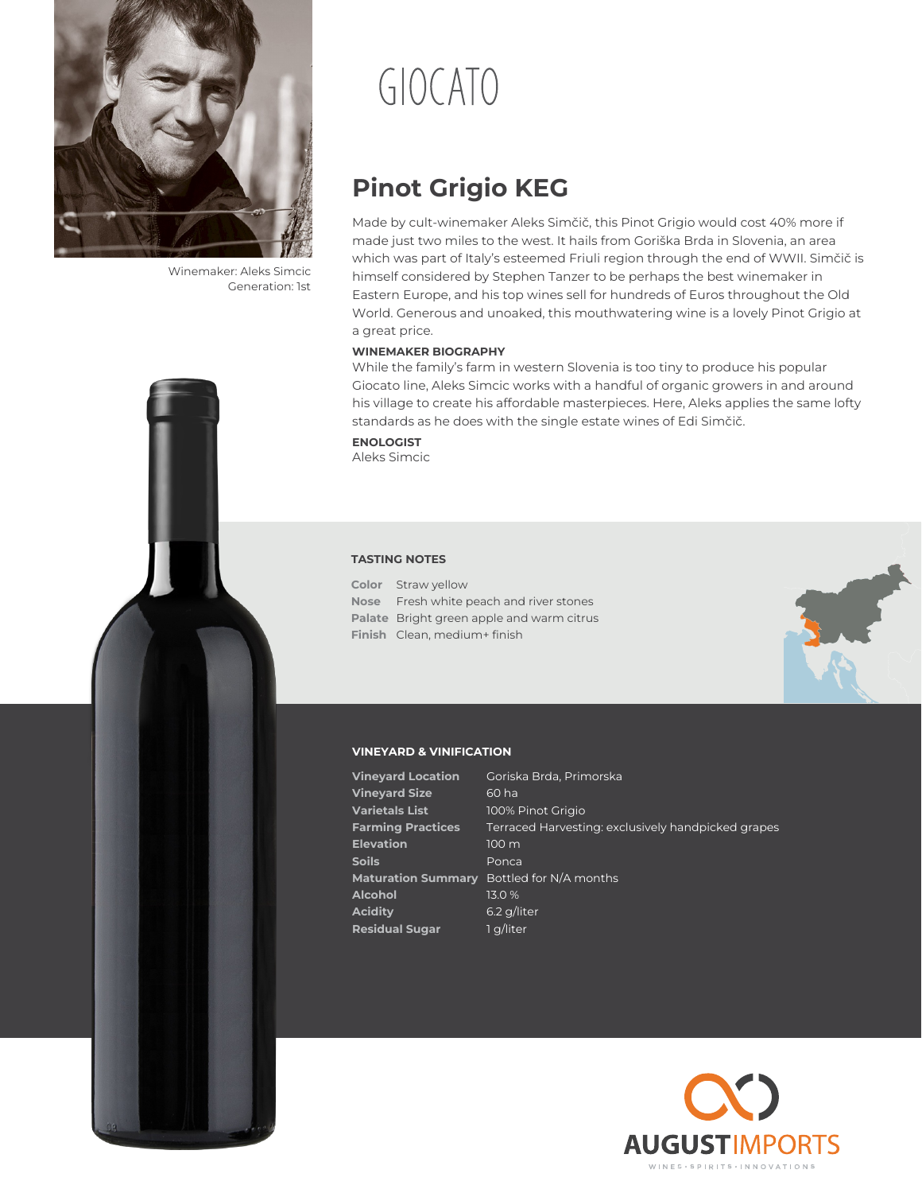Winemaker: Aleks Simcic
Generation: 1st

# GIOCATO

## Pinot Grigio KEG

Made by cult-winemaker Aleks Simčič, this Pinot Grigio would cost 40% more if made just two miles to the west. It hails from Goriška Brda in Slovenia, an area which was part of Italy's esteemed Friuli region through the end of WWII. Simčič is himself considered by Stephen Tanzer to be perhaps the best winemaker in Eastern Europe, and his top wines sell for hundreds of Euros throughout the Old World. Generous and unoaked, this mouthwatering wine is a lovely Pinot Grigio at a great price.

**WINEMAKER BIOGRAPHY**

While the family's farm in western Slovenia is too tiny to produce his popular Giocato line, Aleks Simcic works with a handful of organic growers in and around his village to create his affordable masterpieces. Here, Aleks applies the same lofty standards as he does with the single estate wines of Edi Simčič.

**ENOLOGIST**

Aleks Simcic

### TASTING NOTES

| | |
|---|---|
| **Color** | Straw yellow |
| **Nose** | Fresh white peach and river stones |
| **Palate** | Bright green apple and warm citrus |
| **Finish** | Clean, medium+ finish |

### VINEYARD & VINIFICATION

| | |
|---|---|
| **Vineyard Location** | Goriska Brda, Primorska |
| **Vineyard Size** | 60 ha |
| **Varietals List** | 100% Pinot Grigio |
| **Farming Practices** | Terraced Harvesting: exclusively handpicked grapes |
| **Elevation** | 100 m |
| **Soils** | Ponca |
| **Maturation Summary** | Bottled for N/A months |
| **Alcohol** | 13.0 % |
| **Acidity** | 6.2 g/liter |
| **Residual Sugar** | 1 g/liter |

AUGUST IMPORTS
WINES • SPIRITS • INNOVATIONS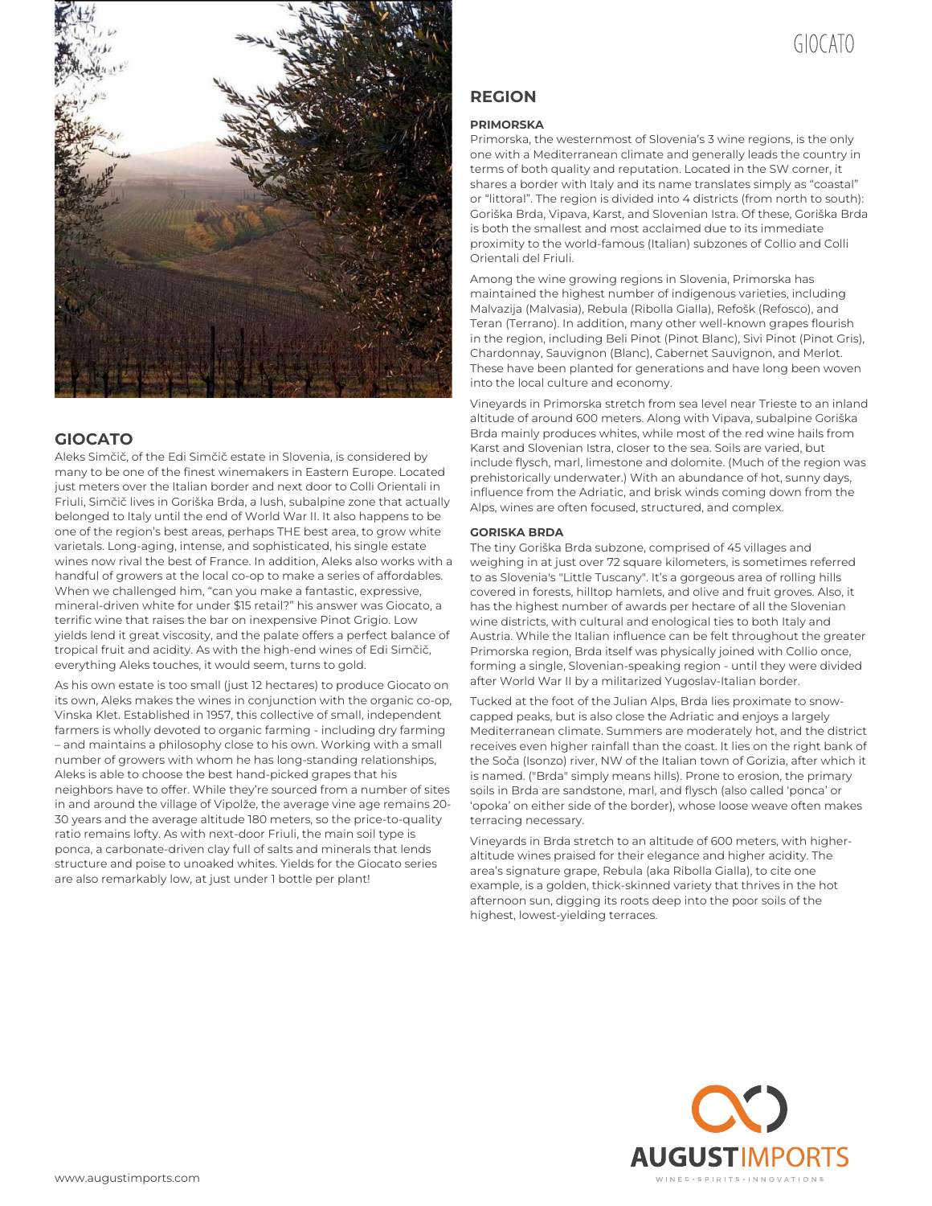# GIOCATO

## GIOCATO

Aleks Simčič, of the Edi Simčič estate in Slovenia, is considered by many to be one of the finest winemakers in Eastern Europe. Located just meters over the Italian border and next door to Colli Orientali in Friuli, Simčič lives in Goriška Brda, a lush, subalpine zone that actually belonged to Italy until the end of World War II. It also happens to be one of the region's best areas, perhaps THE best area, to grow white varietals. Long-aging, intense, and sophisticated, his single estate wines now rival the best of France. In addition, Aleks also works with a handful of growers at the local co-op to make a series of affordables. When we challenged him, "can you make a fantastic, expressive, mineral-driven white for under $15 retail?" his answer was Giocato, a terrific wine that raises the bar on inexpensive Pinot Grigio. Low yields lend it great viscosity, and the palate offers a perfect balance of tropical fruit and acidity. As with the high-end wines of Edi Simčič, everything Aleks touches, it would seem, turns to gold.

As his own estate is too small (just 12 hectares) to produce Giocato on its own, Aleks makes the wines in conjunction with the organic co-op, Vinska Klet. Established in 1957, this collective of small, independent farmers is wholly devoted to organic farming - including dry farming – and maintains a philosophy close to his own. Working with a small number of growers with whom he has long-standing relationships, Aleks is able to choose the best hand-picked grapes that his neighbors have to offer. While they're sourced from a number of sites in and around the village of Vipolže, the average vine age remains 20-30 years and the average altitude 180 meters, so the price-to-quality ratio remains lofty. As with next-door Friuli, the main soil type is ponca, a carbonate-driven clay full of salts and minerals that lends structure and poise to unoaked whites. Yields for the Giocato series are also remarkably low, at just under 1 bottle per plant!

## REGION

### PRIMORSKA

Primorska, the westernmost of Slovenia's 3 wine regions, is the only one with a Mediterranean climate and generally leads the country in terms of both quality and reputation. Located in the SW corner, it shares a border with Italy and its name translates simply as "coastal" or "littoral". The region is divided into 4 districts (from north to south): Goriška Brda, Vipava, Karst, and Slovenian Istra. Of these, Goriška Brda is both the smallest and most acclaimed due to its immediate proximity to the world-famous (Italian) subzones of Collio and Colli Orientali del Friuli.

Among the wine growing regions in Slovenia, Primorska has maintained the highest number of indigenous varieties, including Malvazija (Malvasia), Rebula (Ribolla Gialla), Refošk (Refosco), and Teran (Terrano). In addition, many other well-known grapes flourish in the region, including Beli Pinot (Pinot Blanc), Sivi Pinot (Pinot Gris), Chardonnay, Sauvignon (Blanc), Cabernet Sauvignon, and Merlot. These have been planted for generations and have long been woven into the local culture and economy.

Vineyards in Primorska stretch from sea level near Trieste to an inland altitude of around 600 meters. Along with Vipava, subalpine Goriška Brda mainly produces whites, while most of the red wine hails from Karst and Slovenian Istra, closer to the sea. Soils are varied, but include flysch, marl, limestone and dolomite. (Much of the region was prehistorically underwater.) With an abundance of hot, sunny days, influence from the Adriatic, and brisk winds coming down from the Alps, wines are often focused, structured, and complex.

### GORISKA BRDA

The tiny Goriška Brda subzone, comprised of 45 villages and weighing in at just over 72 square kilometers, is sometimes referred to as Slovenia's "Little Tuscany". It's a gorgeous area of rolling hills covered in forests, hilltop hamlets, and olive and fruit groves. Also, it has the highest number of awards per hectare of all the Slovenian wine districts, with cultural and enological ties to both Italy and Austria. While the Italian influence can be felt throughout the greater Primorska region, Brda itself was physically joined with Collio once, forming a single, Slovenian-speaking region - until they were divided after World War II by a militarized Yugoslav-Italian border.

Tucked at the foot of the Julian Alps, Brda lies proximate to snow-capped peaks, but is also close the Adriatic and enjoys a largely Mediterranean climate. Summers are moderately hot, and the district receives even higher rainfall than the coast. It lies on the right bank of the Soča (Isonzo) river, NW of the Italian town of Gorizia, after which it is named. ("Brda" simply means hills). Prone to erosion, the primary soils in Brda are sandstone, marl, and flysch (also called 'ponca' or 'opoka' on either side of the border), whose loose weave often makes terracing necessary.

Vineyards in Brda stretch to an altitude of 600 meters, with higher-altitude wines praised for their elegance and higher acidity. The area's signature grape, Rebula (aka Ribolla Gialla), to cite one example, is a golden, thick-skinned variety that thrives in the hot afternoon sun, digging its roots deep into the poor soils of the highest, lowest-yielding terraces.

AUGUST IMPORTS

WINES • SPIRITS • INNOVATIONS

www.augustimports.com